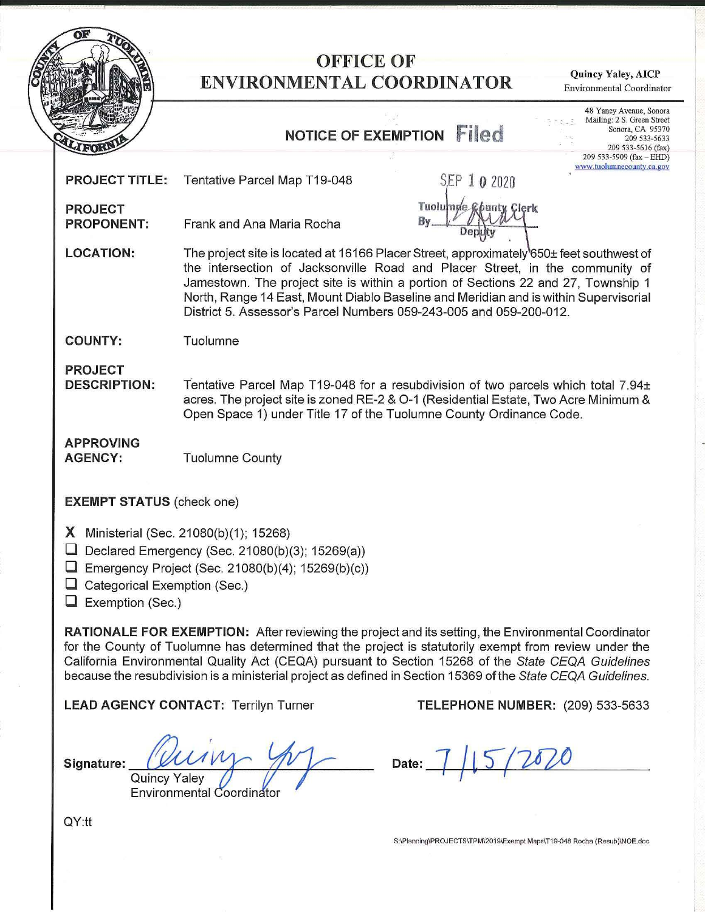# OFFICE OF ENVIRONMENTAL COORDINATOR

**Quincy Yaley, AICP**
Environmental Coordinator

48 Yaney Avenue, Sonora
Mailing: 2 S. Green Street
Sonora, CA 95370
209 533-5633
209 533-5616 (fax)
209 533-5909 (fax – EHD)
www.tuolumnecounty.ca.gov

## NOTICE OF EXEMPTION

Filed
SEP 10 2020
Tuolumne County Clerk
By ______ Deputy

**PROJECT TITLE:** Tentative Parcel Map T19-048

**PROJECT PROPONENT:** Frank and Ana Maria Rocha

**LOCATION:** The project site is located at 16166 Placer Street, approximately 650± feet southwest of the intersection of Jacksonville Road and Placer Street, in the community of Jamestown. The project site is within a portion of Sections 22 and 27, Township 1 North, Range 14 East, Mount Diablo Baseline and Meridian and is within Supervisorial District 5. Assessor's Parcel Numbers 059-243-005 and 059-200-012.

**COUNTY:** Tuolumne

**PROJECT DESCRIPTION:** Tentative Parcel Map T19-048 for a resubdivision of two parcels which total 7.94± acres. The project site is zoned RE-2 & O-1 (Residential Estate, Two Acre Minimum & Open Space 1) under Title 17 of the Tuolumne County Ordinance Code.

**APPROVING AGENCY:** Tuolumne County

**EXEMPT STATUS** (check one)

- X Ministerial (Sec. 21080(b)(1); 15268)
- ☐ Declared Emergency (Sec. 21080(b)(3); 15269(a))
- ☐ Emergency Project (Sec. 21080(b)(4); 15269(b)(c))
- ☐ Categorical Exemption (Sec.)
- ☐ Exemption (Sec.)

**RATIONALE FOR EXEMPTION:** After reviewing the project and its setting, the Environmental Coordinator for the County of Tuolumne has determined that the project is statutorily exempt from review under the California Environmental Quality Act (CEQA) pursuant to Section 15268 of the *State CEQA Guidelines* because the resubdivision is a ministerial project as defined in Section 15369 of the *State CEQA Guidelines.*

**LEAD AGENCY CONTACT:** Terrilyn Turner

**TELEPHONE NUMBER:** (209) 533-5633

Signature: ______________________
Quincy Yaley
Environmental Coordinator

Date: 7/15/2020

QY:tt

S:\Planning\PROJECTS\TPM\2019\Exempt Maps\T19-048 Rocha (Resub)\NOE.doc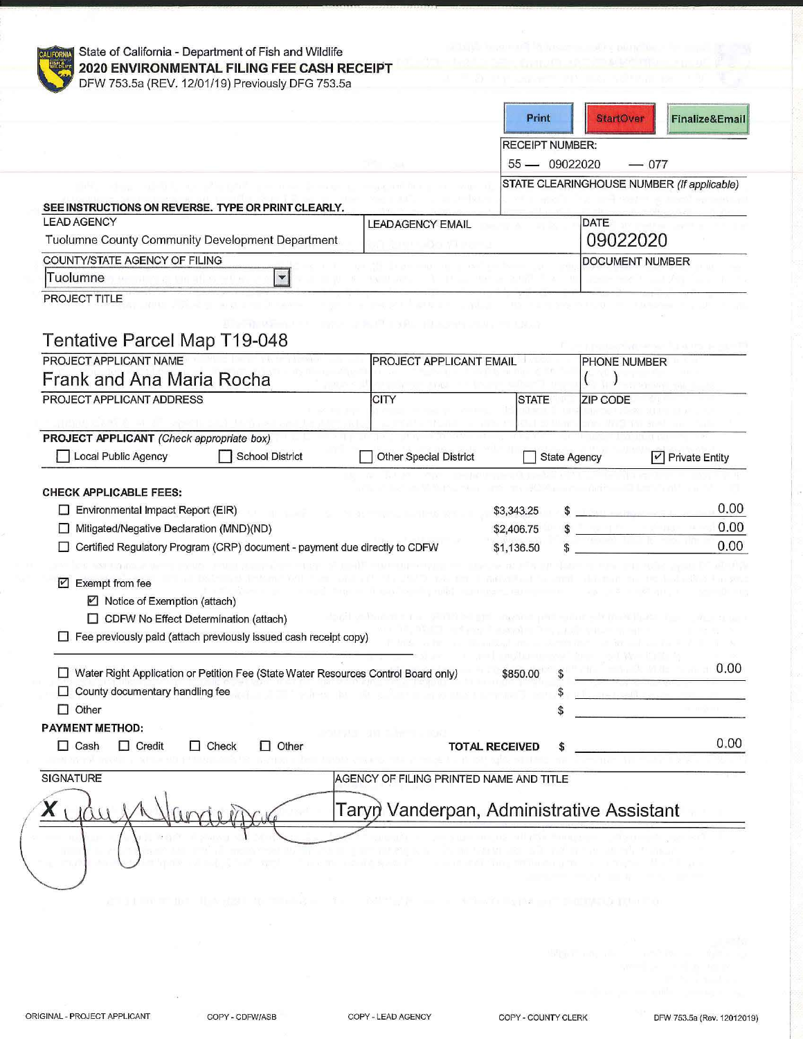State of California - Department of Fish and Wildlife

# 2020 ENVIRONMENTAL FILING FEE CASH RECEIPT

DFW 753.5a (REV. 12/01/19) Previously DFG 753.5a

Print | StartOver | Finalize&Email

RECEIPT NUMBER:
55 — 09022020 — 077

STATE CLEARINGHOUSE NUMBER *(If applicable)*

**SEE INSTRUCTIONS ON REVERSE. TYPE OR PRINT CLEARLY.**

| LEAD AGENCY | LEAD AGENCY EMAIL | DATE |
|---|---|---|
| Tuolumne County Community Development Department | | 09022020 |
| **COUNTY/STATE AGENCY OF FILING** | | **DOCUMENT NUMBER** |
| Tuolumne | | |

PROJECT TITLE

Tentative Parcel Map T19-048

| PROJECT APPLICANT NAME | PROJECT APPLICANT EMAIL | PHONE NUMBER |
|---|---|---|
| Frank and Ana Maria Rocha | | ( ) |

| PROJECT APPLICANT ADDRESS | CITY | STATE | ZIP CODE |
|---|---|---|---|
| | | | |

**PROJECT APPLICANT** *(Check appropriate box)*

☐ Local Public Agency ☐ School District ☐ Other Special District ☐ State Agency ☑ Private Entity

**CHECK APPLICABLE FEES:**

| | | | |
|---|---|---|---|
| ☐ Environmental Impact Report (EIR) | $3,343.25 | $ | 0.00 |
| ☐ Mitigated/Negative Declaration (MND)(ND) | $2,406.75 | $ | 0.00 |
| ☐ Certified Regulatory Program (CRP) document - payment due directly to CDFW | $1,136.50 | $ | 0.00 |

☑ Exempt from fee
- ☑ Notice of Exemption (attach)
- ☐ CDFW No Effect Determination (attach)

☐ Fee previously paid (attach previously issued cash receipt copy)

| | | | |
|---|---|---|---|
| ☐ Water Right Application or Petition Fee (State Water Resources Control Board only) | $850.00 | $ | 0.00 |
| ☐ County documentary handling fee | | $ | |
| ☐ Other | | $ | |

**PAYMENT METHOD:**

☐ Cash ☐ Credit ☐ Check ☐ Other **TOTAL RECEIVED** $ 0.00

| SIGNATURE | AGENCY OF FILING PRINTED NAME AND TITLE |
|---|---|
| X [signature] | Taryn Vanderpan, Administrative Assistant |

ORIGINAL - PROJECT APPLICANT COPY - CDFW/ASB COPY - LEAD AGENCY COPY - COUNTY CLERK DFW 753.5a (Rev. 12012019)